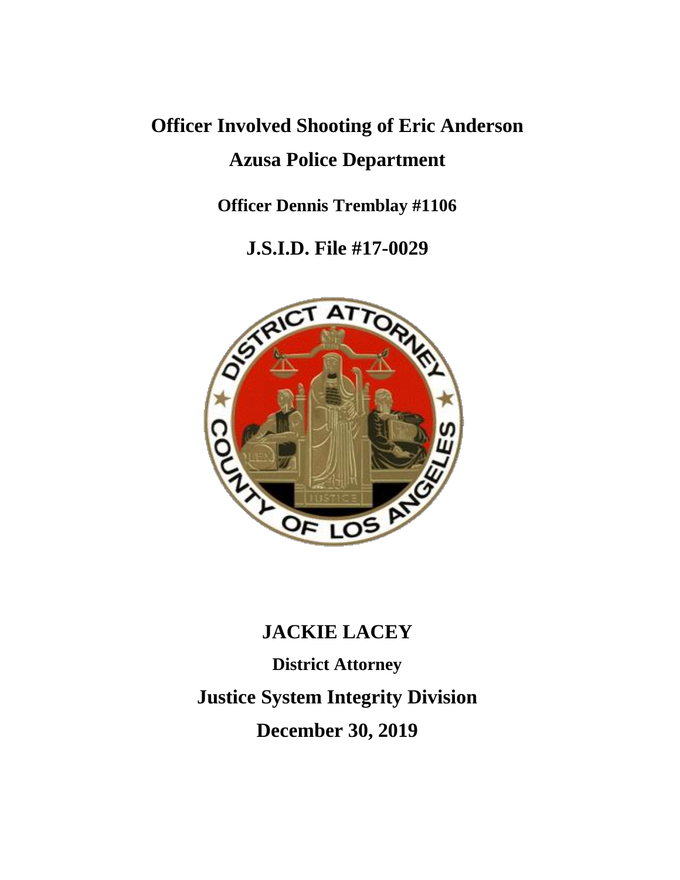# Officer Involved Shooting of Eric Anderson

## Azusa Police Department

**Officer Dennis Tremblay #1106**

**J.S.I.D. File #17-0029**

**JACKIE LACEY**

**District Attorney**

**Justice System Integrity Division**

**December 30, 2019**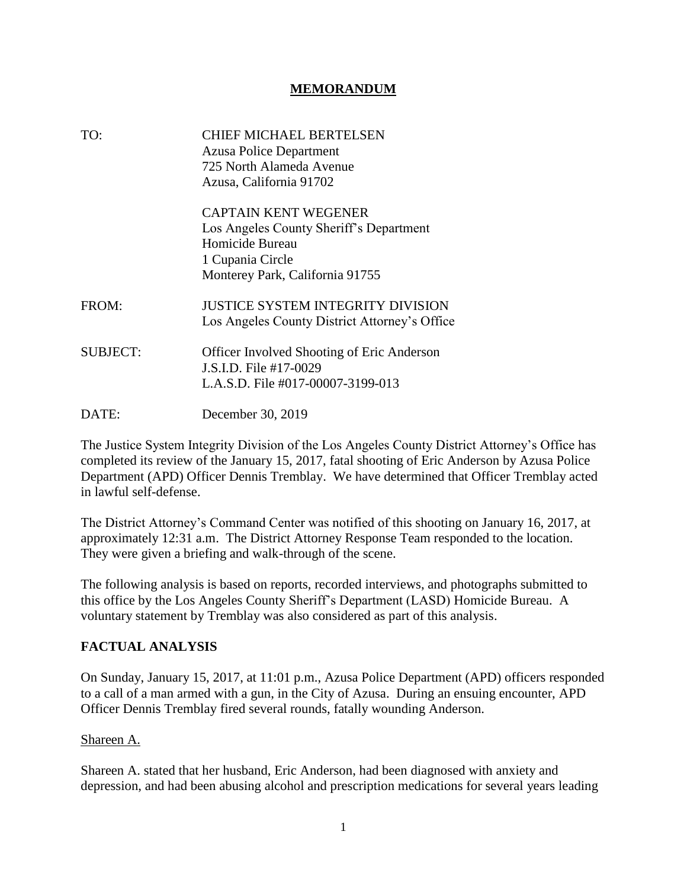# **MEMORANDUM**

| | |
|---|---|
| TO: | CHIEF MICHAEL BERTELSEN<br>Azusa Police Department<br>725 North Alameda Avenue<br>Azusa, California 91702 |
| | CAPTAIN KENT WEGENER<br>Los Angeles County Sheriff's Department<br>Homicide Bureau<br>1 Cupania Circle<br>Monterey Park, California 91755 |
| FROM: | JUSTICE SYSTEM INTEGRITY DIVISION<br>Los Angeles County District Attorney's Office |
| SUBJECT: | Officer Involved Shooting of Eric Anderson<br>J.S.I.D. File #17-0029<br>L.A.S.D. File #017-00007-3199-013 |
| DATE: | December 30, 2019 |

The Justice System Integrity Division of the Los Angeles County District Attorney's Office has completed its review of the January 15, 2017, fatal shooting of Eric Anderson by Azusa Police Department (APD) Officer Dennis Tremblay. We have determined that Officer Tremblay acted in lawful self-defense.

The District Attorney's Command Center was notified of this shooting on January 16, 2017, at approximately 12:31 a.m. The District Attorney Response Team responded to the location. They were given a briefing and walk-through of the scene.

The following analysis is based on reports, recorded interviews, and photographs submitted to this office by the Los Angeles County Sheriff's Department (LASD) Homicide Bureau. A voluntary statement by Tremblay was also considered as part of this analysis.

## **FACTUAL ANALYSIS**

On Sunday, January 15, 2017, at 11:01 p.m., Azusa Police Department (APD) officers responded to a call of a man armed with a gun, in the City of Azusa. During an ensuing encounter, APD Officer Dennis Tremblay fired several rounds, fatally wounding Anderson.

<u>Shareen A.</u>

Shareen A. stated that her husband, Eric Anderson, had been diagnosed with anxiety and depression, and had been abusing alcohol and prescription medications for several years leading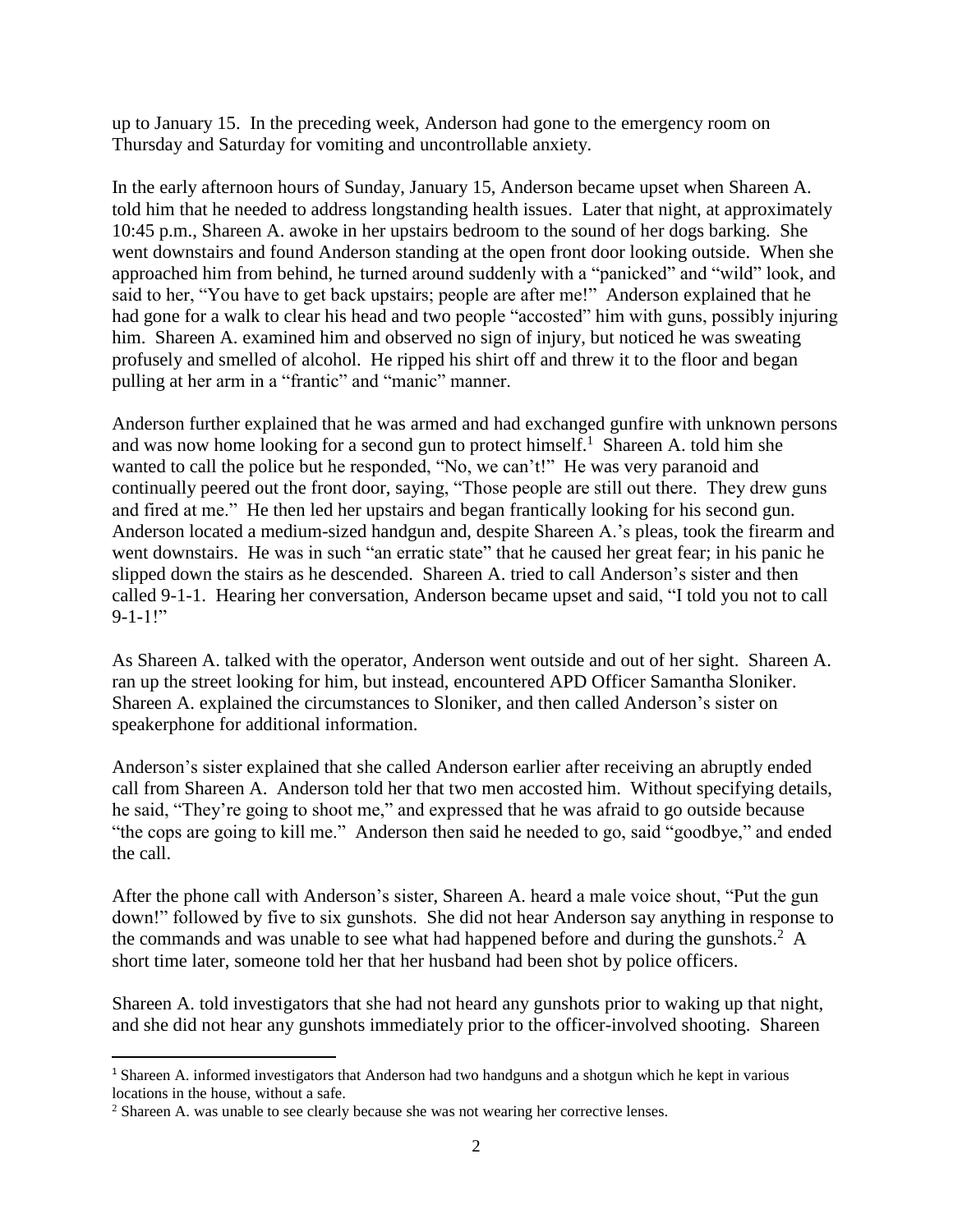up to January 15. In the preceding week, Anderson had gone to the emergency room on Thursday and Saturday for vomiting and uncontrollable anxiety.

In the early afternoon hours of Sunday, January 15, Anderson became upset when Shareen A. told him that he needed to address longstanding health issues. Later that night, at approximately 10:45 p.m., Shareen A. awoke in her upstairs bedroom to the sound of her dogs barking. She went downstairs and found Anderson standing at the open front door looking outside. When she approached him from behind, he turned around suddenly with a "panicked" and "wild" look, and said to her, "You have to get back upstairs; people are after me!" Anderson explained that he had gone for a walk to clear his head and two people "accosted" him with guns, possibly injuring him. Shareen A. examined him and observed no sign of injury, but noticed he was sweating profusely and smelled of alcohol. He ripped his shirt off and threw it to the floor and began pulling at her arm in a "frantic" and "manic" manner.

Anderson further explained that he was armed and had exchanged gunfire with unknown persons and was now home looking for a second gun to protect himself.[1] Shareen A. told him she wanted to call the police but he responded, "No, we can't!" He was very paranoid and continually peered out the front door, saying, "Those people are still out there. They drew guns and fired at me." He then led her upstairs and began frantically looking for his second gun. Anderson located a medium-sized handgun and, despite Shareen A.'s pleas, took the firearm and went downstairs. He was in such "an erratic state" that he caused her great fear; in his panic he slipped down the stairs as he descended. Shareen A. tried to call Anderson's sister and then called 9-1-1. Hearing her conversation, Anderson became upset and said, "I told you not to call 9-1-1!"

As Shareen A. talked with the operator, Anderson went outside and out of her sight. Shareen A. ran up the street looking for him, but instead, encountered APD Officer Samantha Sloniker. Shareen A. explained the circumstances to Sloniker, and then called Anderson's sister on speakerphone for additional information.

Anderson's sister explained that she called Anderson earlier after receiving an abruptly ended call from Shareen A. Anderson told her that two men accosted him. Without specifying details, he said, "They're going to shoot me," and expressed that he was afraid to go outside because "the cops are going to kill me." Anderson then said he needed to go, said "goodbye," and ended the call.

After the phone call with Anderson's sister, Shareen A. heard a male voice shout, "Put the gun down!" followed by five to six gunshots. She did not hear Anderson say anything in response to the commands and was unable to see what had happened before and during the gunshots.[2] A short time later, someone told her that her husband had been shot by police officers.

Shareen A. told investigators that she had not heard any gunshots prior to waking up that night, and she did not hear any gunshots immediately prior to the officer-involved shooting. Shareen

[1] Shareen A. informed investigators that Anderson had two handguns and a shotgun which he kept in various locations in the house, without a safe.

[2] Shareen A. was unable to see clearly because she was not wearing her corrective lenses.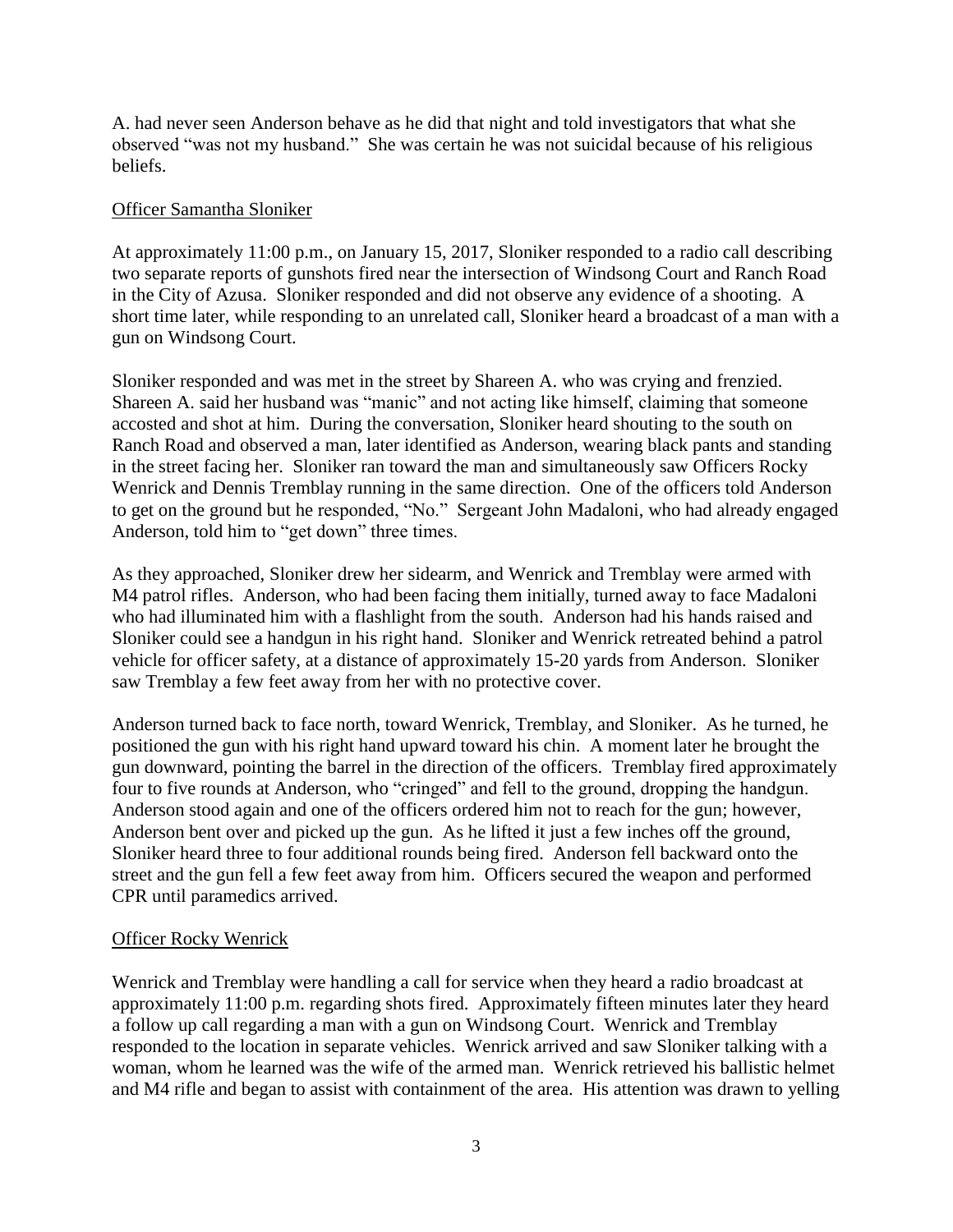A. had never seen Anderson behave as he did that night and told investigators that what she observed "was not my husband." She was certain he was not suicidal because of his religious beliefs.

Officer Samantha Sloniker

At approximately 11:00 p.m., on January 15, 2017, Sloniker responded to a radio call describing two separate reports of gunshots fired near the intersection of Windsong Court and Ranch Road in the City of Azusa. Sloniker responded and did not observe any evidence of a shooting. A short time later, while responding to an unrelated call, Sloniker heard a broadcast of a man with a gun on Windsong Court.

Sloniker responded and was met in the street by Shareen A. who was crying and frenzied. Shareen A. said her husband was "manic" and not acting like himself, claiming that someone accosted and shot at him. During the conversation, Sloniker heard shouting to the south on Ranch Road and observed a man, later identified as Anderson, wearing black pants and standing in the street facing her. Sloniker ran toward the man and simultaneously saw Officers Rocky Wenrick and Dennis Tremblay running in the same direction. One of the officers told Anderson to get on the ground but he responded, "No." Sergeant John Madaloni, who had already engaged Anderson, told him to "get down" three times.

As they approached, Sloniker drew her sidearm, and Wenrick and Tremblay were armed with M4 patrol rifles. Anderson, who had been facing them initially, turned away to face Madaloni who had illuminated him with a flashlight from the south. Anderson had his hands raised and Sloniker could see a handgun in his right hand. Sloniker and Wenrick retreated behind a patrol vehicle for officer safety, at a distance of approximately 15-20 yards from Anderson. Sloniker saw Tremblay a few feet away from her with no protective cover.

Anderson turned back to face north, toward Wenrick, Tremblay, and Sloniker. As he turned, he positioned the gun with his right hand upward toward his chin. A moment later he brought the gun downward, pointing the barrel in the direction of the officers. Tremblay fired approximately four to five rounds at Anderson, who "cringed" and fell to the ground, dropping the handgun. Anderson stood again and one of the officers ordered him not to reach for the gun; however, Anderson bent over and picked up the gun. As he lifted it just a few inches off the ground, Sloniker heard three to four additional rounds being fired. Anderson fell backward onto the street and the gun fell a few feet away from him. Officers secured the weapon and performed CPR until paramedics arrived.

Officer Rocky Wenrick

Wenrick and Tremblay were handling a call for service when they heard a radio broadcast at approximately 11:00 p.m. regarding shots fired. Approximately fifteen minutes later they heard a follow up call regarding a man with a gun on Windsong Court. Wenrick and Tremblay responded to the location in separate vehicles. Wenrick arrived and saw Sloniker talking with a woman, whom he learned was the wife of the armed man. Wenrick retrieved his ballistic helmet and M4 rifle and began to assist with containment of the area. His attention was drawn to yelling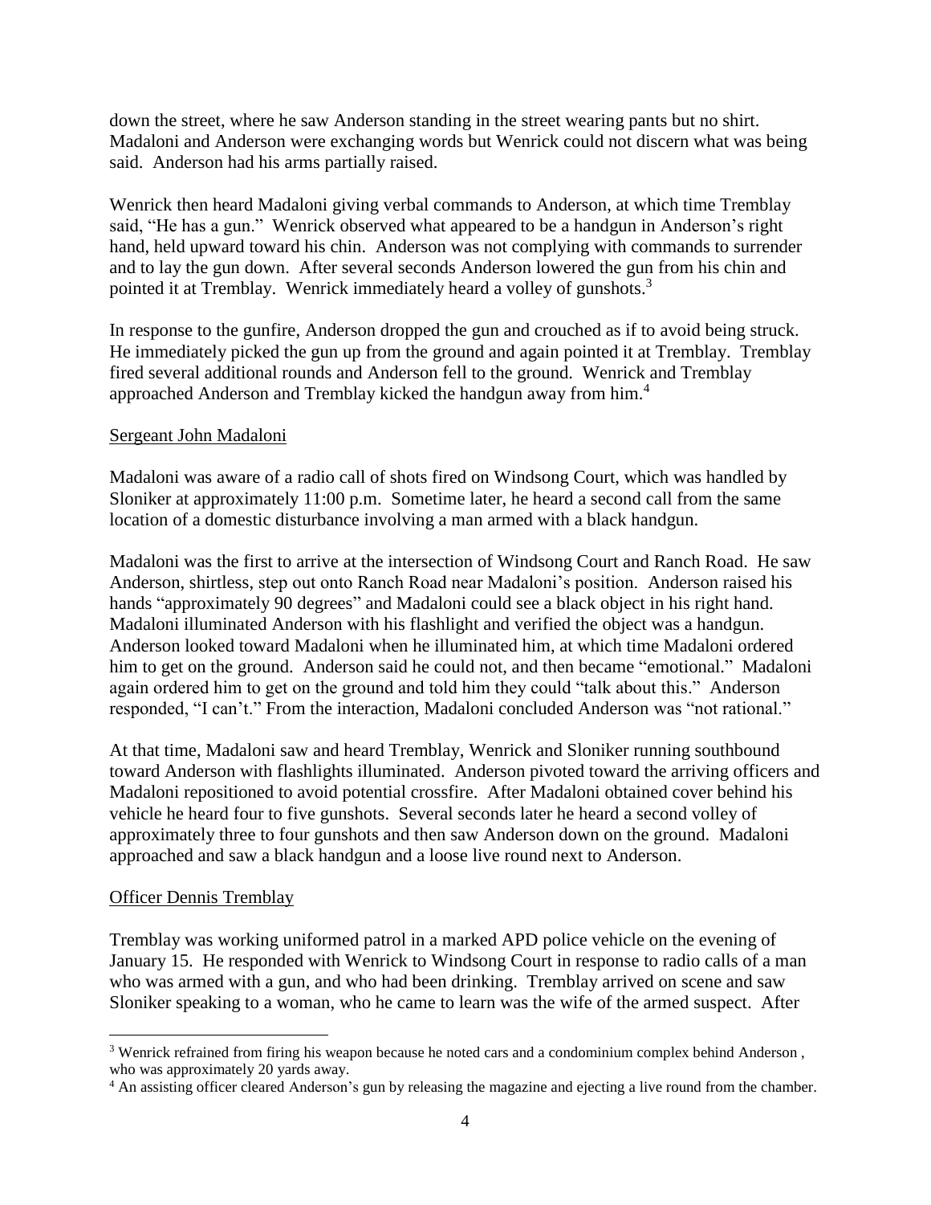down the street, where he saw Anderson standing in the street wearing pants but no shirt. Madaloni and Anderson were exchanging words but Wenrick could not discern what was being said. Anderson had his arms partially raised.

Wenrick then heard Madaloni giving verbal commands to Anderson, at which time Tremblay said, "He has a gun." Wenrick observed what appeared to be a handgun in Anderson's right hand, held upward toward his chin. Anderson was not complying with commands to surrender and to lay the gun down. After several seconds Anderson lowered the gun from his chin and pointed it at Tremblay. Wenrick immediately heard a volley of gunshots.[3]

In response to the gunfire, Anderson dropped the gun and crouched as if to avoid being struck. He immediately picked the gun up from the ground and again pointed it at Tremblay. Tremblay fired several additional rounds and Anderson fell to the ground. Wenrick and Tremblay approached Anderson and Tremblay kicked the handgun away from him.[4]

<u>Sergeant John Madaloni</u>

Madaloni was aware of a radio call of shots fired on Windsong Court, which was handled by Sloniker at approximately 11:00 p.m. Sometime later, he heard a second call from the same location of a domestic disturbance involving a man armed with a black handgun.

Madaloni was the first to arrive at the intersection of Windsong Court and Ranch Road. He saw Anderson, shirtless, step out onto Ranch Road near Madaloni's position. Anderson raised his hands "approximately 90 degrees" and Madaloni could see a black object in his right hand. Madaloni illuminated Anderson with his flashlight and verified the object was a handgun. Anderson looked toward Madaloni when he illuminated him, at which time Madaloni ordered him to get on the ground. Anderson said he could not, and then became "emotional." Madaloni again ordered him to get on the ground and told him they could "talk about this." Anderson responded, "I can't." From the interaction, Madaloni concluded Anderson was "not rational."

At that time, Madaloni saw and heard Tremblay, Wenrick and Sloniker running southbound toward Anderson with flashlights illuminated. Anderson pivoted toward the arriving officers and Madaloni repositioned to avoid potential crossfire. After Madaloni obtained cover behind his vehicle he heard four to five gunshots. Several seconds later he heard a second volley of approximately three to four gunshots and then saw Anderson down on the ground. Madaloni approached and saw a black handgun and a loose live round next to Anderson.

<u>Officer Dennis Tremblay</u>

Tremblay was working uniformed patrol in a marked APD police vehicle on the evening of January 15. He responded with Wenrick to Windsong Court in response to radio calls of a man who was armed with a gun, and who had been drinking. Tremblay arrived on scene and saw Sloniker speaking to a woman, who he came to learn was the wife of the armed suspect. After

[3] Wenrick refrained from firing his weapon because he noted cars and a condominium complex behind Anderson , who was approximately 20 yards away.

[4] An assisting officer cleared Anderson's gun by releasing the magazine and ejecting a live round from the chamber.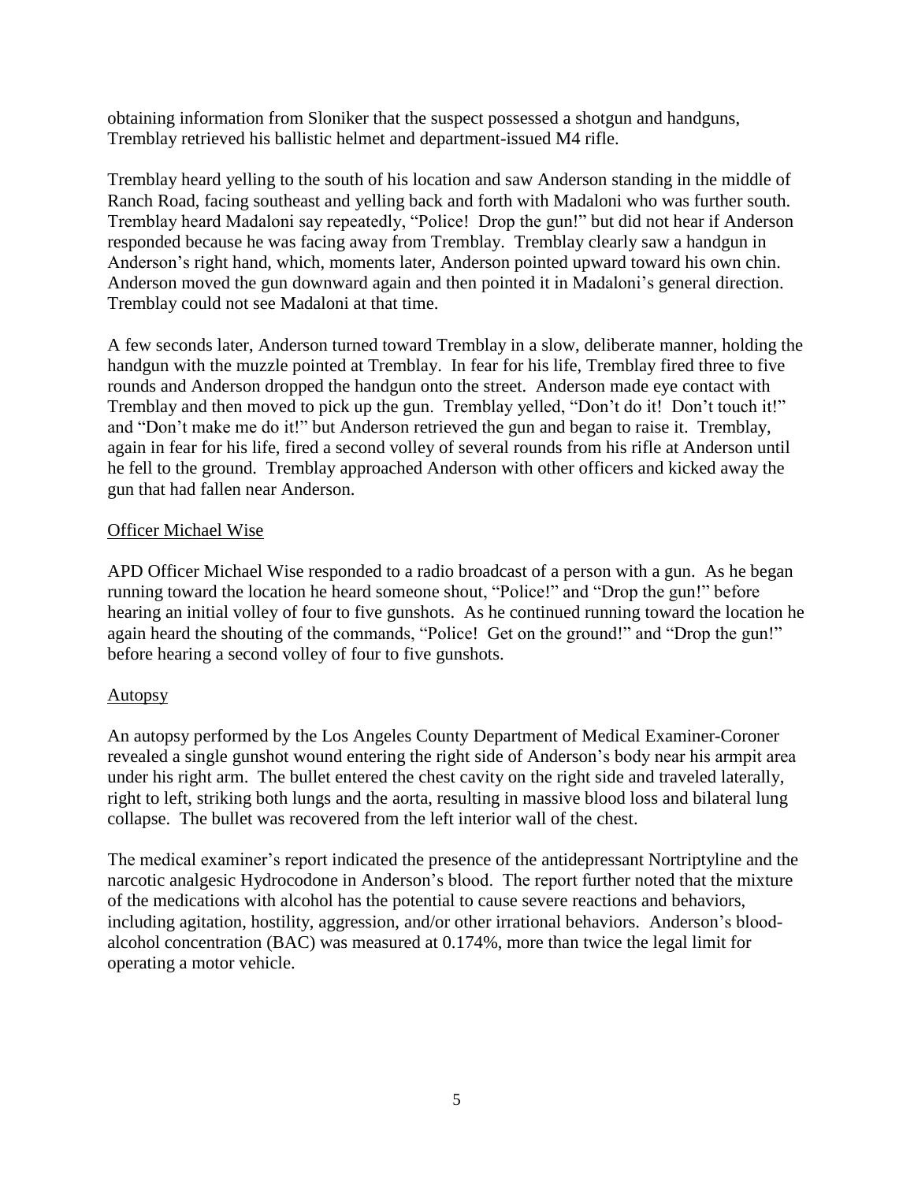obtaining information from Sloniker that the suspect possessed a shotgun and handguns, Tremblay retrieved his ballistic helmet and department-issued M4 rifle.

Tremblay heard yelling to the south of his location and saw Anderson standing in the middle of Ranch Road, facing southeast and yelling back and forth with Madaloni who was further south. Tremblay heard Madaloni say repeatedly, "Police! Drop the gun!" but did not hear if Anderson responded because he was facing away from Tremblay. Tremblay clearly saw a handgun in Anderson's right hand, which, moments later, Anderson pointed upward toward his own chin. Anderson moved the gun downward again and then pointed it in Madaloni's general direction. Tremblay could not see Madaloni at that time.

A few seconds later, Anderson turned toward Tremblay in a slow, deliberate manner, holding the handgun with the muzzle pointed at Tremblay. In fear for his life, Tremblay fired three to five rounds and Anderson dropped the handgun onto the street. Anderson made eye contact with Tremblay and then moved to pick up the gun. Tremblay yelled, "Don't do it! Don't touch it!" and "Don't make me do it!" but Anderson retrieved the gun and began to raise it. Tremblay, again in fear for his life, fired a second volley of several rounds from his rifle at Anderson until he fell to the ground. Tremblay approached Anderson with other officers and kicked away the gun that had fallen near Anderson.

Officer Michael Wise

APD Officer Michael Wise responded to a radio broadcast of a person with a gun. As he began running toward the location he heard someone shout, "Police!" and "Drop the gun!" before hearing an initial volley of four to five gunshots. As he continued running toward the location he again heard the shouting of the commands, "Police! Get on the ground!" and "Drop the gun!" before hearing a second volley of four to five gunshots.

Autopsy

An autopsy performed by the Los Angeles County Department of Medical Examiner-Coroner revealed a single gunshot wound entering the right side of Anderson's body near his armpit area under his right arm. The bullet entered the chest cavity on the right side and traveled laterally, right to left, striking both lungs and the aorta, resulting in massive blood loss and bilateral lung collapse. The bullet was recovered from the left interior wall of the chest.

The medical examiner's report indicated the presence of the antidepressant Nortriptyline and the narcotic analgesic Hydrocodone in Anderson's blood. The report further noted that the mixture of the medications with alcohol has the potential to cause severe reactions and behaviors, including agitation, hostility, aggression, and/or other irrational behaviors. Anderson's blood-alcohol concentration (BAC) was measured at 0.174%, more than twice the legal limit for operating a motor vehicle.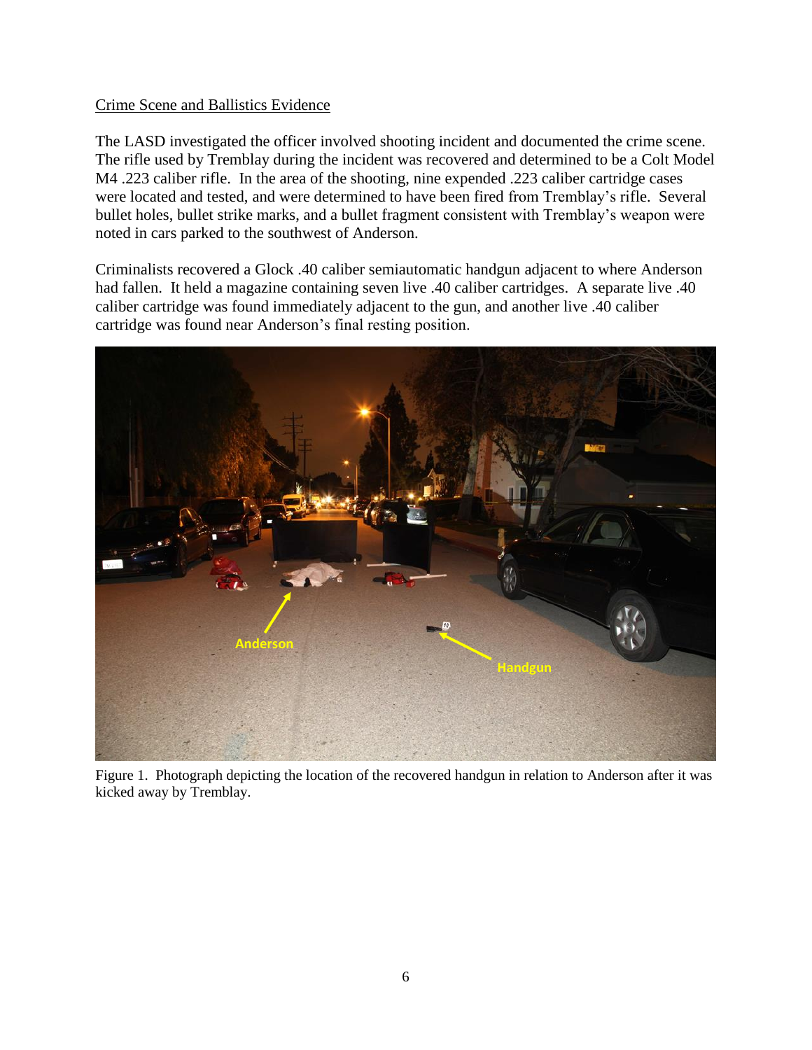Crime Scene and Ballistics Evidence

The LASD investigated the officer involved shooting incident and documented the crime scene. The rifle used by Tremblay during the incident was recovered and determined to be a Colt Model M4 .223 caliber rifle. In the area of the shooting, nine expended .223 caliber cartridge cases were located and tested, and were determined to have been fired from Tremblay's rifle. Several bullet holes, bullet strike marks, and a bullet fragment consistent with Tremblay's weapon were noted in cars parked to the southwest of Anderson.

Criminalists recovered a Glock .40 caliber semiautomatic handgun adjacent to where Anderson had fallen. It held a magazine containing seven live .40 caliber cartridges. A separate live .40 caliber cartridge was found immediately adjacent to the gun, and another live .40 caliber cartridge was found near Anderson's final resting position.

Figure 1. Photograph depicting the location of the recovered handgun in relation to Anderson after it was kicked away by Tremblay.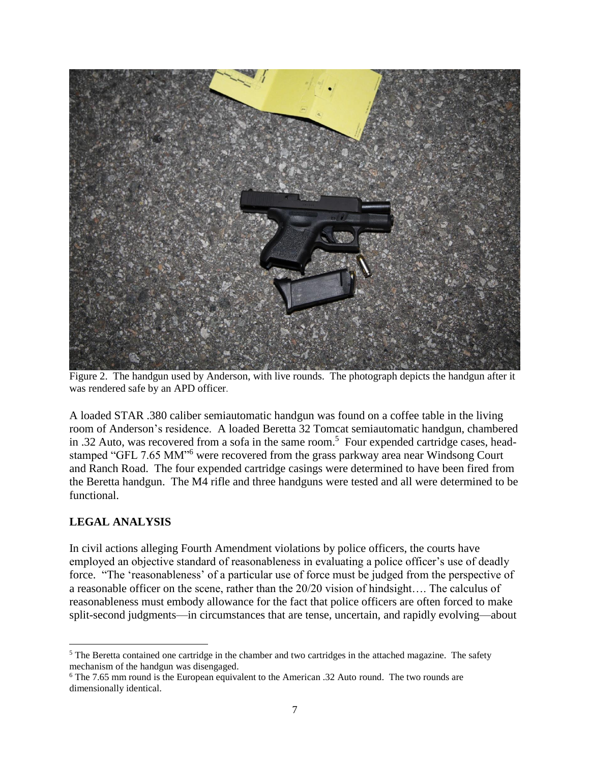Figure 2. The handgun used by Anderson, with live rounds. The photograph depicts the handgun after it was rendered safe by an APD officer.

A loaded STAR .380 caliber semiautomatic handgun was found on a coffee table in the living room of Anderson's residence. A loaded Beretta 32 Tomcat semiautomatic handgun, chambered in .32 Auto, was recovered from a sofa in the same room.[5] Four expended cartridge cases, head-stamped "GFL 7.65 MM"[6] were recovered from the grass parkway area near Windsong Court and Ranch Road. The four expended cartridge casings were determined to have been fired from the Beretta handgun. The M4 rifle and three handguns were tested and all were determined to be functional.

## LEGAL ANALYSIS

In civil actions alleging Fourth Amendment violations by police officers, the courts have employed an objective standard of reasonableness in evaluating a police officer's use of deadly force. "The 'reasonableness' of a particular use of force must be judged from the perspective of a reasonable officer on the scene, rather than the 20/20 vision of hindsight…. The calculus of reasonableness must embody allowance for the fact that police officers are often forced to make split-second judgments—in circumstances that are tense, uncertain, and rapidly evolving—about

---

[5] The Beretta contained one cartridge in the chamber and two cartridges in the attached magazine. The safety mechanism of the handgun was disengaged.

[6] The 7.65 mm round is the European equivalent to the American .32 Auto round. The two rounds are dimensionally identical.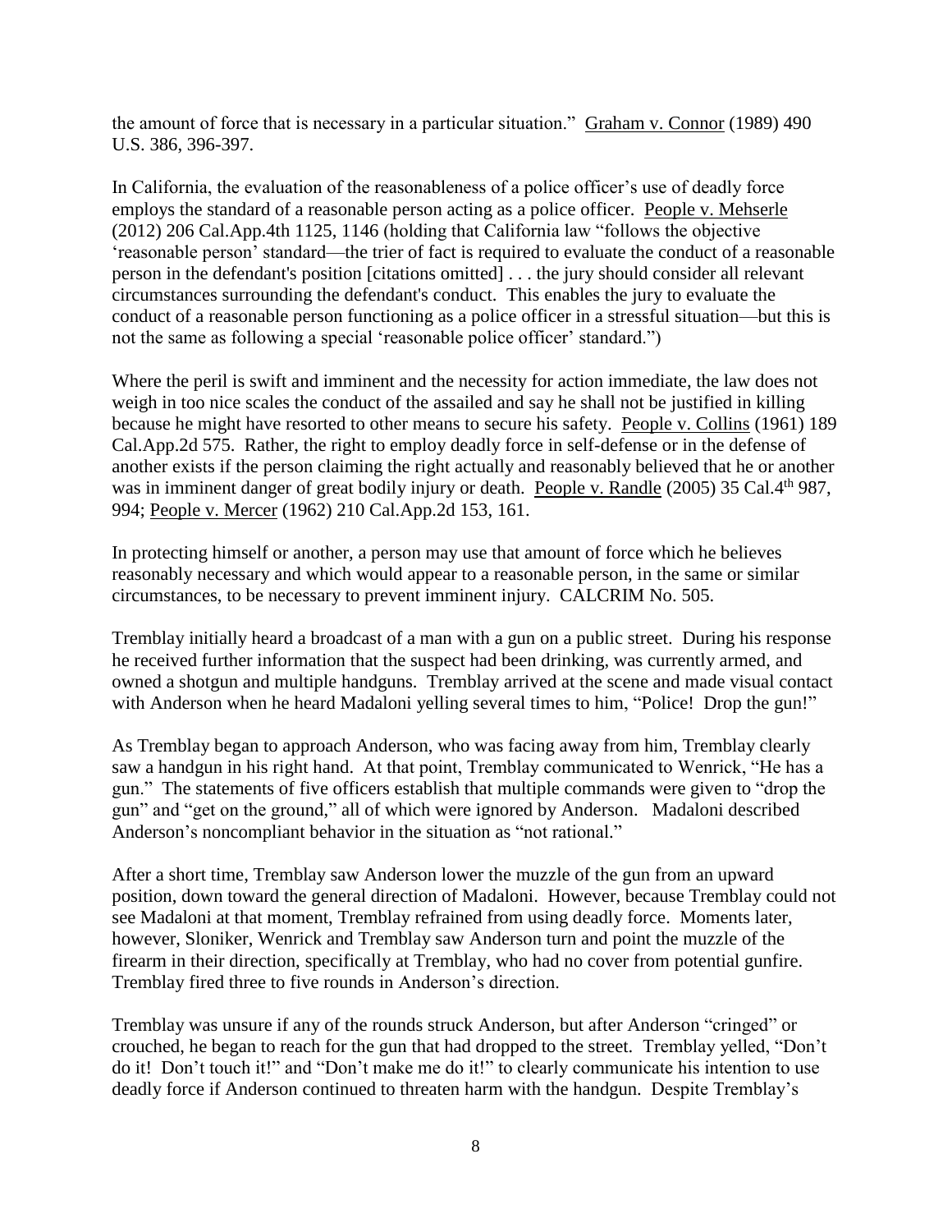the amount of force that is necessary in a particular situation." Graham v. Connor (1989) 490 U.S. 386, 396-397.

In California, the evaluation of the reasonableness of a police officer's use of deadly force employs the standard of a reasonable person acting as a police officer. People v. Mehserle (2012) 206 Cal.App.4th 1125, 1146 (holding that California law "follows the objective 'reasonable person' standard—the trier of fact is required to evaluate the conduct of a reasonable person in the defendant's position [citations omitted] . . . the jury should consider all relevant circumstances surrounding the defendant's conduct. This enables the jury to evaluate the conduct of a reasonable person functioning as a police officer in a stressful situation—but this is not the same as following a special 'reasonable police officer' standard.")

Where the peril is swift and imminent and the necessity for action immediate, the law does not weigh in too nice scales the conduct of the assailed and say he shall not be justified in killing because he might have resorted to other means to secure his safety. People v. Collins (1961) 189 Cal.App.2d 575. Rather, the right to employ deadly force in self-defense or in the defense of another exists if the person claiming the right actually and reasonably believed that he or another was in imminent danger of great bodily injury or death. People v. Randle (2005) 35 Cal.4th 987, 994; People v. Mercer (1962) 210 Cal.App.2d 153, 161.

In protecting himself or another, a person may use that amount of force which he believes reasonably necessary and which would appear to a reasonable person, in the same or similar circumstances, to be necessary to prevent imminent injury. CALCRIM No. 505.

Tremblay initially heard a broadcast of a man with a gun on a public street. During his response he received further information that the suspect had been drinking, was currently armed, and owned a shotgun and multiple handguns. Tremblay arrived at the scene and made visual contact with Anderson when he heard Madaloni yelling several times to him, "Police! Drop the gun!"

As Tremblay began to approach Anderson, who was facing away from him, Tremblay clearly saw a handgun in his right hand. At that point, Tremblay communicated to Wenrick, "He has a gun." The statements of five officers establish that multiple commands were given to "drop the gun" and "get on the ground," all of which were ignored by Anderson. Madaloni described Anderson's noncompliant behavior in the situation as "not rational."

After a short time, Tremblay saw Anderson lower the muzzle of the gun from an upward position, down toward the general direction of Madaloni. However, because Tremblay could not see Madaloni at that moment, Tremblay refrained from using deadly force. Moments later, however, Sloniker, Wenrick and Tremblay saw Anderson turn and point the muzzle of the firearm in their direction, specifically at Tremblay, who had no cover from potential gunfire. Tremblay fired three to five rounds in Anderson's direction.

Tremblay was unsure if any of the rounds struck Anderson, but after Anderson "cringed" or crouched, he began to reach for the gun that had dropped to the street. Tremblay yelled, "Don't do it! Don't touch it!" and "Don't make me do it!" to clearly communicate his intention to use deadly force if Anderson continued to threaten harm with the handgun. Despite Tremblay's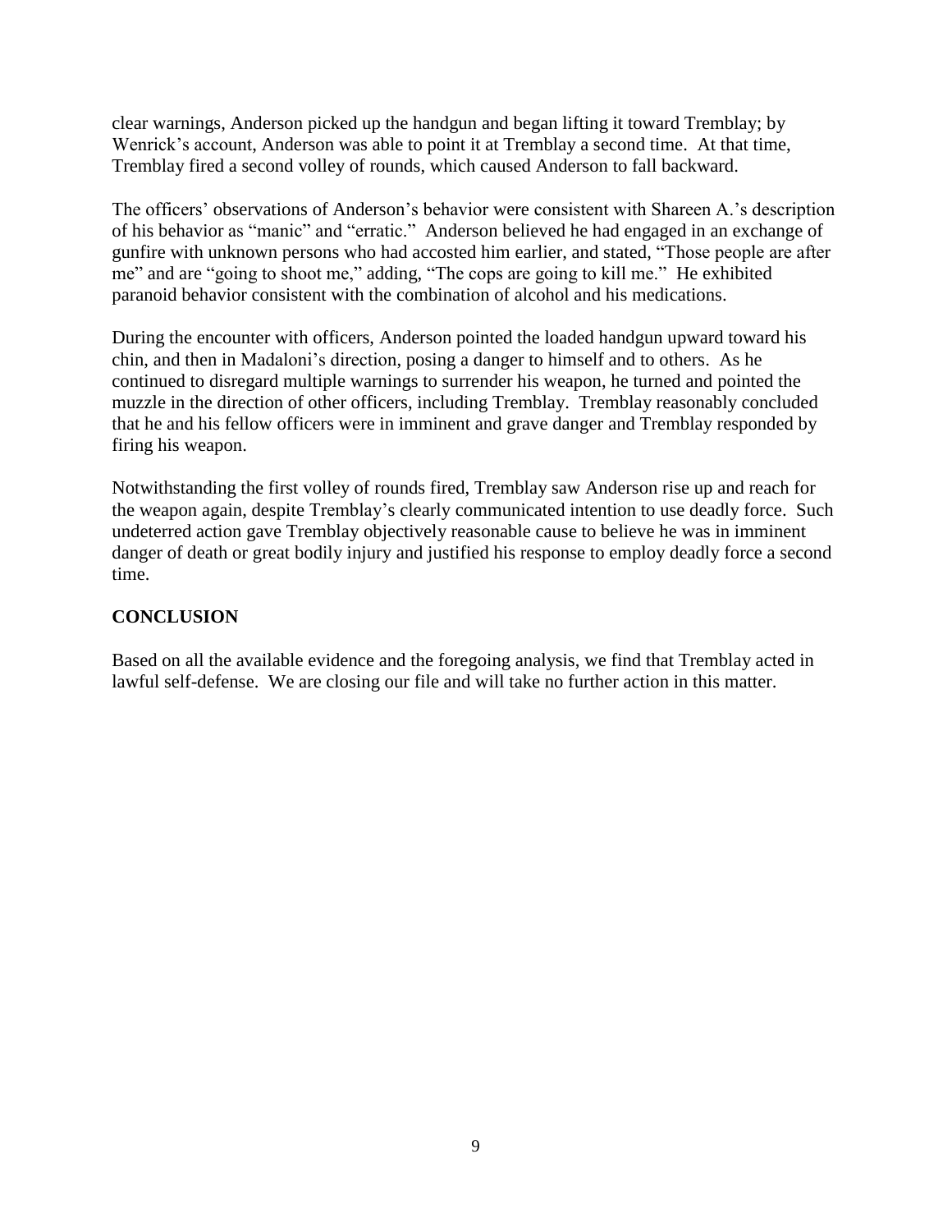clear warnings, Anderson picked up the handgun and began lifting it toward Tremblay; by Wenrick's account, Anderson was able to point it at Tremblay a second time. At that time, Tremblay fired a second volley of rounds, which caused Anderson to fall backward.

The officers' observations of Anderson's behavior were consistent with Shareen A.'s description of his behavior as "manic" and "erratic." Anderson believed he had engaged in an exchange of gunfire with unknown persons who had accosted him earlier, and stated, "Those people are after me" and are "going to shoot me," adding, "The cops are going to kill me." He exhibited paranoid behavior consistent with the combination of alcohol and his medications.

During the encounter with officers, Anderson pointed the loaded handgun upward toward his chin, and then in Madaloni's direction, posing a danger to himself and to others. As he continued to disregard multiple warnings to surrender his weapon, he turned and pointed the muzzle in the direction of other officers, including Tremblay. Tremblay reasonably concluded that he and his fellow officers were in imminent and grave danger and Tremblay responded by firing his weapon.

Notwithstanding the first volley of rounds fired, Tremblay saw Anderson rise up and reach for the weapon again, despite Tremblay's clearly communicated intention to use deadly force. Such undeterred action gave Tremblay objectively reasonable cause to believe he was in imminent danger of death or great bodily injury and justified his response to employ deadly force a second time.

## CONCLUSION

Based on all the available evidence and the foregoing analysis, we find that Tremblay acted in lawful self-defense. We are closing our file and will take no further action in this matter.